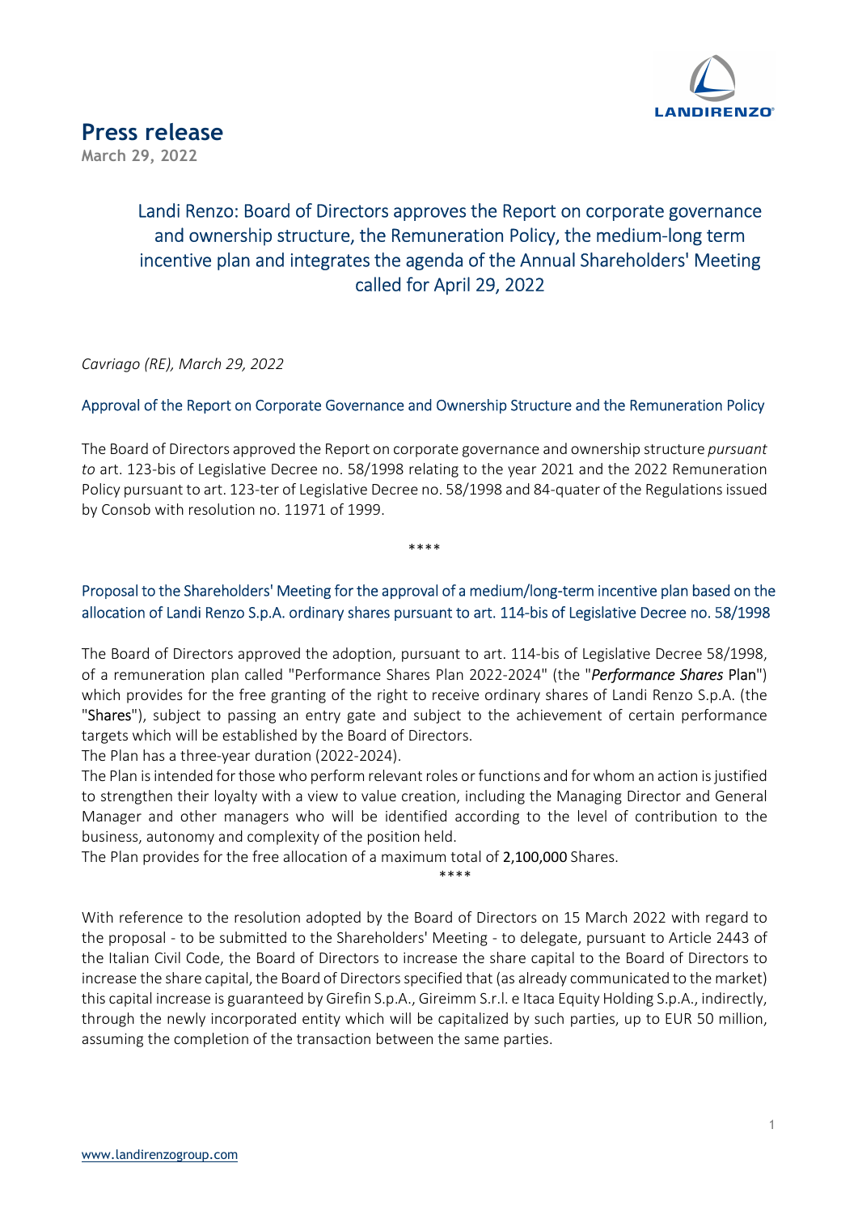# Press release

March 29, 2022

## Landi Renzo: Board of Directors approves the Report on corporate governance and ownership structure, the Remuneration Policy, the medium-long term incentive plan and integrates the agenda of the Annual Shareholders' Meeting called for April 29, 2022

*Cavriago (RE), March 29, 2022*

### Approval of the Report on Corporate Governance and Ownership Structure and the Remuneration Policy

The Board of Directors approved the Report on corporate governance and ownership structure *pursuant to* art. 123-bis of Legislative Decree no. 58/1998 relating to the year 2021 and the 2022 Remuneration Policy pursuant to art. 123-ter of Legislative Decree no. 58/1998 and 84-quater of the Regulations issued by Consob with resolution no. 11971 of 1999.

\*\*\*\*

### Proposal to the Shareholders' Meeting for the approval of a medium/long-term incentive plan based on the allocation of Landi Renzo S.p.A. ordinary shares pursuant to art. 114-bis of Legislative Decree no. 58/1998

The Board of Directors approved the adoption, pursuant to art. 114-bis of Legislative Decree 58/1998, of a remuneration plan called "Performance Shares Plan 2022-2024" (the "***Performance Shares* Plan**") which provides for the free granting of the right to receive ordinary shares of Landi Renzo S.p.A. (the "**Shares**"), subject to passing an entry gate and subject to the achievement of certain performance targets which will be established by the Board of Directors.

The Plan has a three-year duration (2022-2024).

The Plan is intended for those who perform relevant roles or functions and for whom an action is justified to strengthen their loyalty with a view to value creation, including the Managing Director and General Manager and other managers who will be identified according to the level of contribution to the business, autonomy and complexity of the position held.

The Plan provides for the free allocation of a maximum total of 2,100,000 Shares.

\*\*\*\*

With reference to the resolution adopted by the Board of Directors on 15 March 2022 with regard to the proposal - to be submitted to the Shareholders' Meeting - to delegate, pursuant to Article 2443 of the Italian Civil Code, the Board of Directors to increase the share capital to the Board of Directors to increase the share capital, the Board of Directors specified that (as already communicated to the market) this capital increase is guaranteed by Girefin S.p.A., Gireimm S.r.l. e Itaca Equity Holding S.p.A., indirectly, through the newly incorporated entity which will be capitalized by such parties, up to EUR 50 million, assuming the completion of the transaction between the same parties.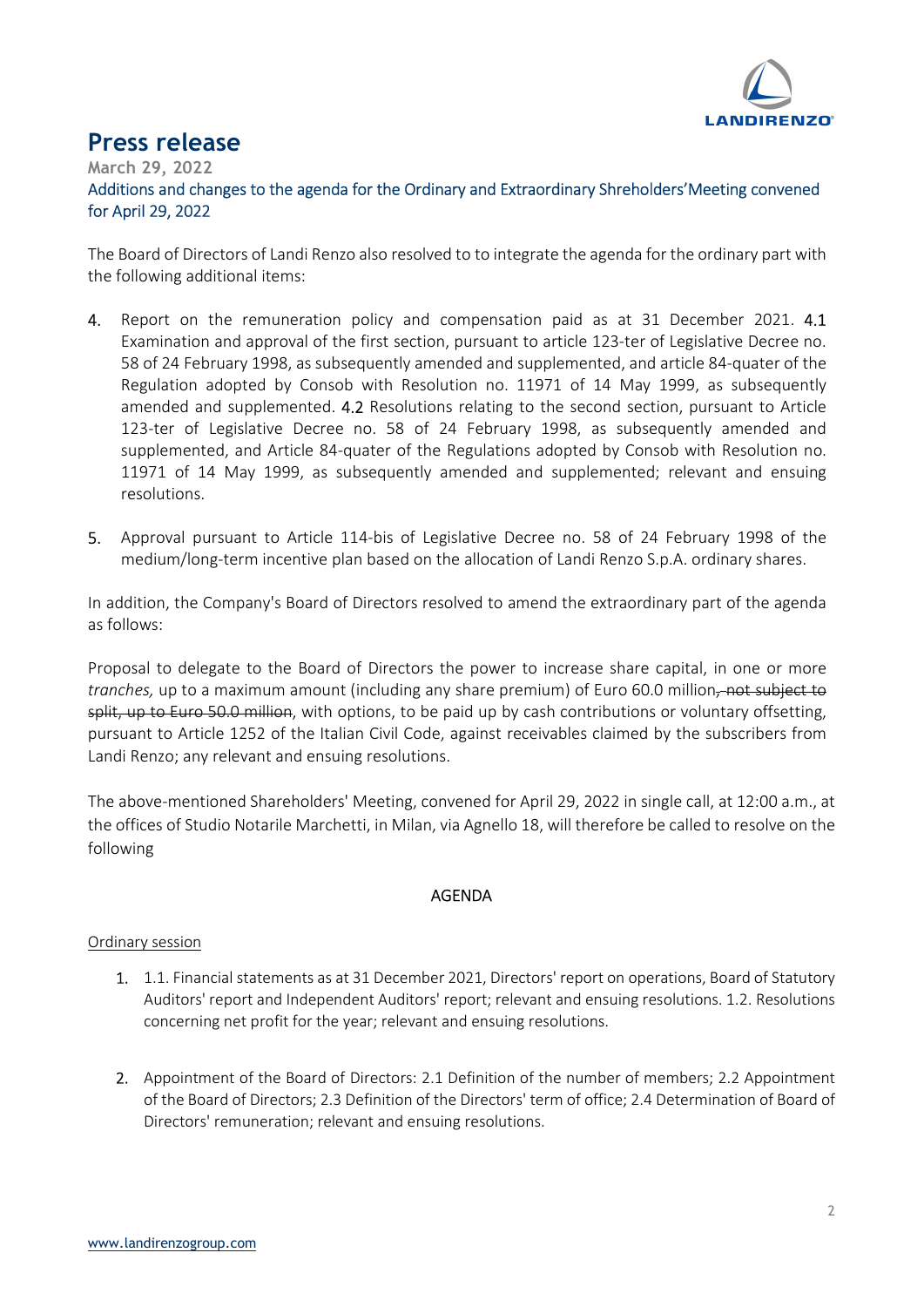# Press release

**March 29, 2022**

Additions and changes to the agenda for the Ordinary and Extraordinary Shreholders'Meeting convened for April 29, 2022

The Board of Directors of Landi Renzo also resolved to to integrate the agenda for the ordinary part with the following additional items:

4. Report on the remuneration policy and compensation paid as at 31 December 2021. 4.1 Examination and approval of the first section, pursuant to article 123-ter of Legislative Decree no. 58 of 24 February 1998, as subsequently amended and supplemented, and article 84-quater of the Regulation adopted by Consob with Resolution no. 11971 of 14 May 1999, as subsequently amended and supplemented. 4.2 Resolutions relating to the second section, pursuant to Article 123-ter of Legislative Decree no. 58 of 24 February 1998, as subsequently amended and supplemented, and Article 84-quater of the Regulations adopted by Consob with Resolution no. 11971 of 14 May 1999, as subsequently amended and supplemented; relevant and ensuing resolutions.

5. Approval pursuant to Article 114-bis of Legislative Decree no. 58 of 24 February 1998 of the medium/long-term incentive plan based on the allocation of Landi Renzo S.p.A. ordinary shares.

In addition, the Company's Board of Directors resolved to amend the extraordinary part of the agenda as follows:

Proposal to delegate to the Board of Directors the power to increase share capital, in one or more *tranches,* up to a maximum amount (including any share premium) of Euro 60.0 million~~, not subject to split, up to Euro 50.0 million~~, with options, to be paid up by cash contributions or voluntary offsetting, pursuant to Article 1252 of the Italian Civil Code, against receivables claimed by the subscribers from Landi Renzo; any relevant and ensuing resolutions.

The above-mentioned Shareholders' Meeting, convened for April 29, 2022 in single call, at 12:00 a.m., at the offices of Studio Notarile Marchetti, in Milan, via Agnello 18, will therefore be called to resolve on the following

AGENDA

Ordinary session

1. 1.1. Financial statements as at 31 December 2021, Directors' report on operations, Board of Statutory Auditors' report and Independent Auditors' report; relevant and ensuing resolutions. 1.2. Resolutions concerning net profit for the year; relevant and ensuing resolutions.

2. Appointment of the Board of Directors: 2.1 Definition of the number of members; 2.2 Appointment of the Board of Directors; 2.3 Definition of the Directors' term of office; 2.4 Determination of Board of Directors' remuneration; relevant and ensuing resolutions.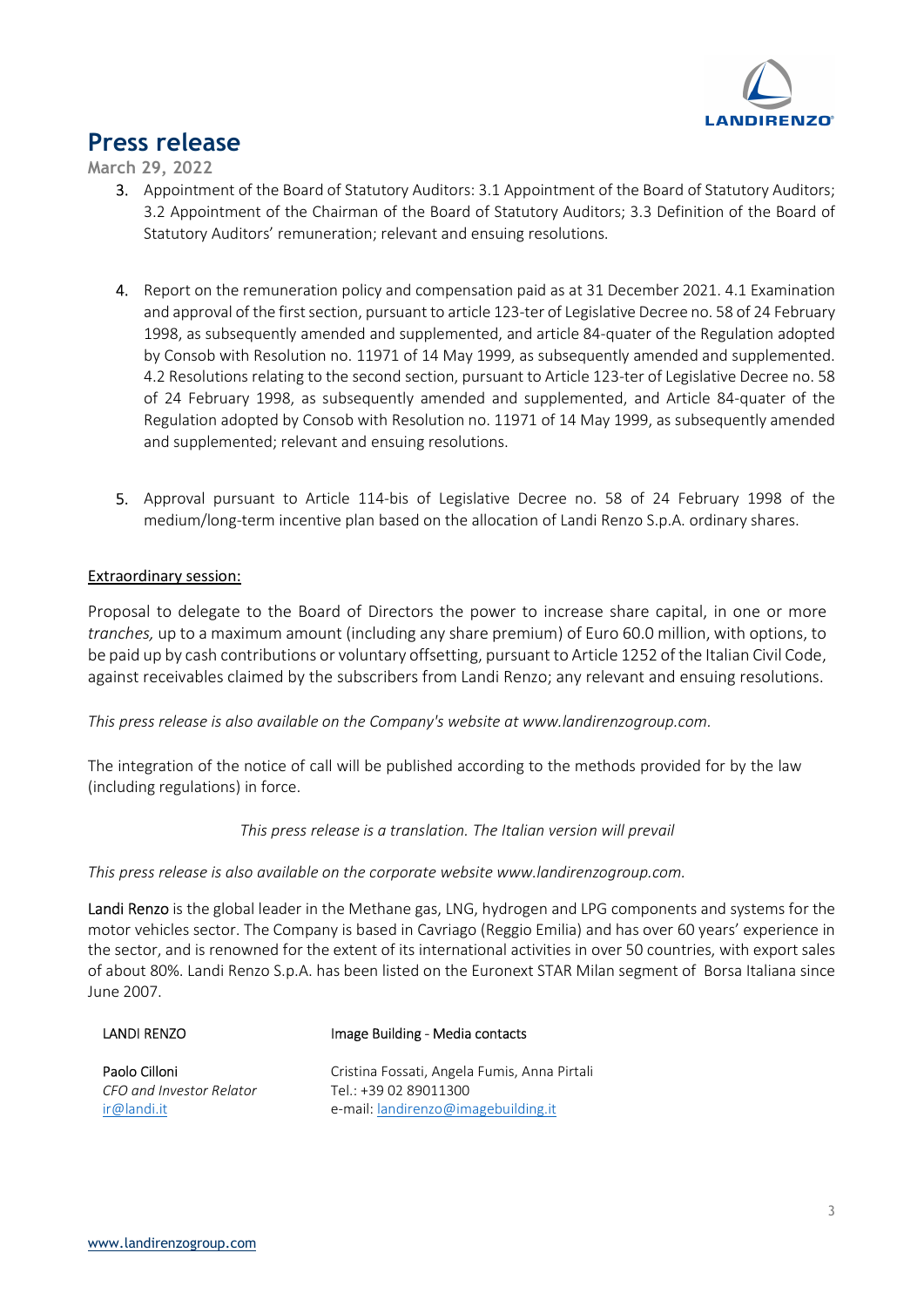3. Appointment of the Board of Statutory Auditors: 3.1 Appointment of the Board of Statutory Auditors; 3.2 Appointment of the Chairman of the Board of Statutory Auditors; 3.3 Definition of the Board of Statutory Auditors' remuneration; relevant and ensuing resolutions.

4. Report on the remuneration policy and compensation paid as at 31 December 2021. 4.1 Examination and approval of the first section, pursuant to article 123-ter of Legislative Decree no. 58 of 24 February 1998, as subsequently amended and supplemented, and article 84-quater of the Regulation adopted by Consob with Resolution no. 11971 of 14 May 1999, as subsequently amended and supplemented. 4.2 Resolutions relating to the second section, pursuant to Article 123-ter of Legislative Decree no. 58 of 24 February 1998, as subsequently amended and supplemented, and Article 84-quater of the Regulation adopted by Consob with Resolution no. 11971 of 14 May 1999, as subsequently amended and supplemented; relevant and ensuing resolutions.

5. Approval pursuant to Article 114-bis of Legislative Decree no. 58 of 24 February 1998 of the medium/long-term incentive plan based on the allocation of Landi Renzo S.p.A. ordinary shares.

Extraordinary session:

Proposal to delegate to the Board of Directors the power to increase share capital, in one or more *tranches,* up to a maximum amount (including any share premium) of Euro 60.0 million, with options, to be paid up by cash contributions or voluntary offsetting, pursuant to Article 1252 of the Italian Civil Code, against receivables claimed by the subscribers from Landi Renzo; any relevant and ensuing resolutions.

*This press release is also available on the Company's website at www.landirenzogroup.com.*

The integration of the notice of call will be published according to the methods provided for by the law (including regulations) in force.

*This press release is a translation. The Italian version will prevail*

*This press release is also available on the corporate website www.landirenzogroup.com.*

Landi Renzo is the global leader in the Methane gas, LNG, hydrogen and LPG components and systems for the motor vehicles sector. The Company is based in Cavriago (Reggio Emilia) and has over 60 years' experience in the sector, and is renowned for the extent of its international activities in over 50 countries, with export sales of about 80%. Landi Renzo S.p.A. has been listed on the Euronext STAR Milan segment of Borsa Italiana since June 2007.

| LANDI RENZO | Image Building - Media contacts |
|---|---|
| Paolo Cilloni | Cristina Fossati, Angela Fumis, Anna Pirtali |
| *CFO and Investor Relator* | Tel.: +39 02 89011300 |
| ir@landi.it | e-mail: landirenzo@imagebuilding.it |